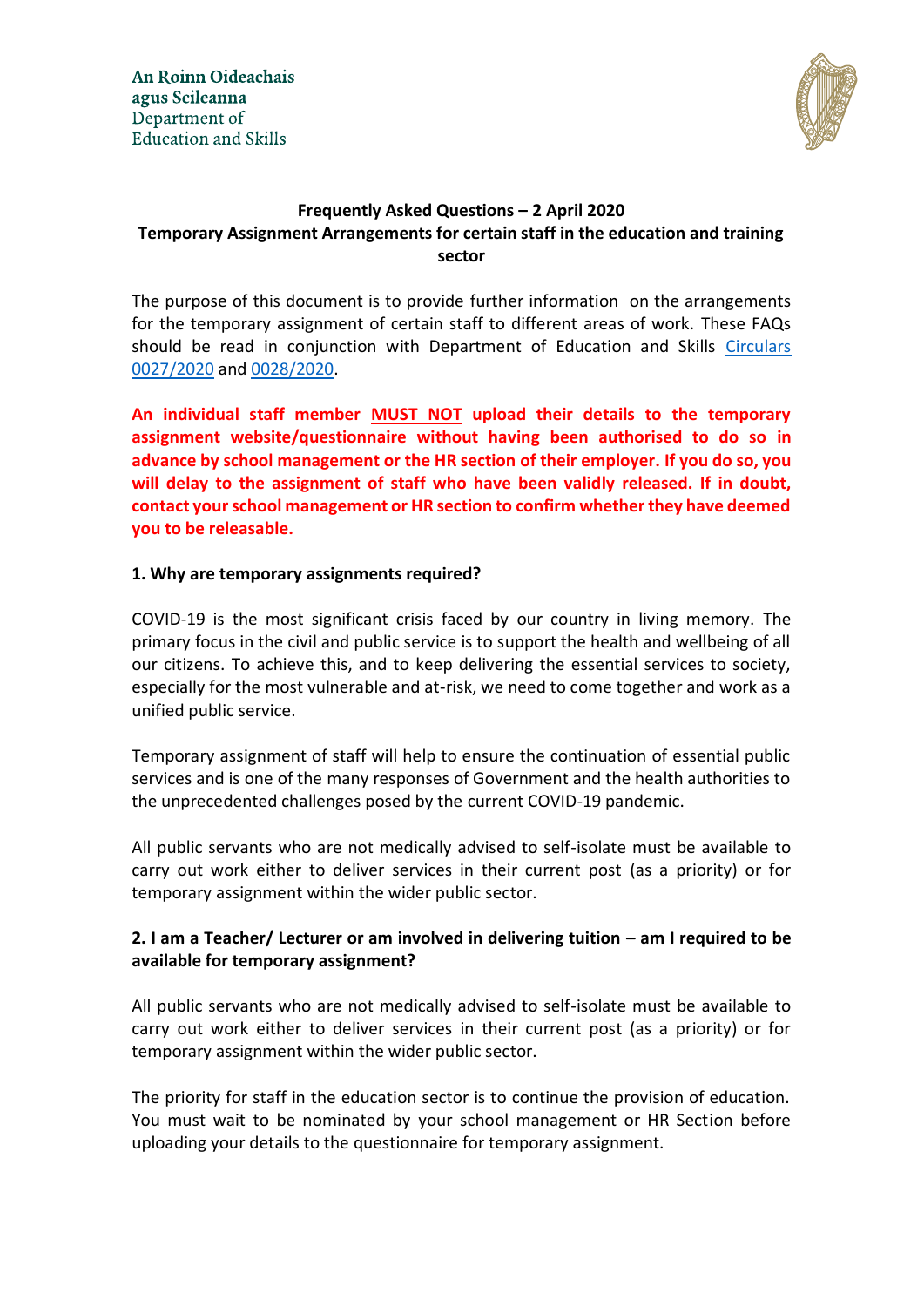An Roinn Oideachais agus Scileanna
Department of Education and Skills

**Frequently Asked Questions – 2 April 2020**
**Temporary Assignment Arrangements for certain staff in the education and training sector**

The purpose of this document is to provide further information on the arrangements for the temporary assignment of certain staff to different areas of work. These FAQs should be read in conjunction with Department of Education and Skills Circulars 0027/2020 and 0028/2020.

**An individual staff member MUST NOT upload their details to the temporary assignment website/questionnaire without having been authorised to do so in advance by school management or the HR section of their employer. If you do so, you will delay to the assignment of staff who have been validly released. If in doubt, contact your school management or HR section to confirm whether they have deemed you to be releasable.**

**1. Why are temporary assignments required?**

COVID-19 is the most significant crisis faced by our country in living memory. The primary focus in the civil and public service is to support the health and wellbeing of all our citizens. To achieve this, and to keep delivering the essential services to society, especially for the most vulnerable and at-risk, we need to come together and work as a unified public service.

Temporary assignment of staff will help to ensure the continuation of essential public services and is one of the many responses of Government and the health authorities to the unprecedented challenges posed by the current COVID-19 pandemic.

All public servants who are not medically advised to self-isolate must be available to carry out work either to deliver services in their current post (as a priority) or for temporary assignment within the wider public sector.

**2. I am a Teacher/ Lecturer or am involved in delivering tuition – am I required to be available for temporary assignment?**

All public servants who are not medically advised to self-isolate must be available to carry out work either to deliver services in their current post (as a priority) or for temporary assignment within the wider public sector.

The priority for staff in the education sector is to continue the provision of education. You must wait to be nominated by your school management or HR Section before uploading your details to the questionnaire for temporary assignment.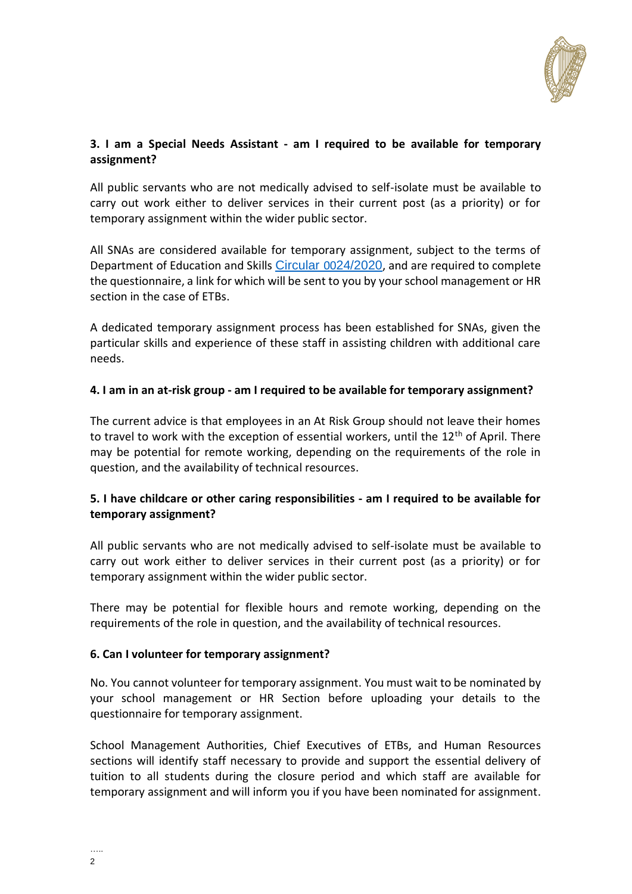**3. I am a Special Needs Assistant - am I required to be available for temporary assignment?**

All public servants who are not medically advised to self-isolate must be available to carry out work either to deliver services in their current post (as a priority) or for temporary assignment within the wider public sector.

All SNAs are considered available for temporary assignment, subject to the terms of Department of Education and Skills Circular 0024/2020, and are required to complete the questionnaire, a link for which will be sent to you by your school management or HR section in the case of ETBs.

A dedicated temporary assignment process has been established for SNAs, given the particular skills and experience of these staff in assisting children with additional care needs.

**4. I am in an at-risk group - am I required to be available for temporary assignment?**

The current advice is that employees in an At Risk Group should not leave their homes to travel to work with the exception of essential workers, until the 12th of April. There may be potential for remote working, depending on the requirements of the role in question, and the availability of technical resources.

**5. I have childcare or other caring responsibilities - am I required to be available for temporary assignment?**

All public servants who are not medically advised to self-isolate must be available to carry out work either to deliver services in their current post (as a priority) or for temporary assignment within the wider public sector.

There may be potential for flexible hours and remote working, depending on the requirements of the role in question, and the availability of technical resources.

**6. Can I volunteer for temporary assignment?**

No. You cannot volunteer for temporary assignment. You must wait to be nominated by your school management or HR Section before uploading your details to the questionnaire for temporary assignment.

School Management Authorities, Chief Executives of ETBs, and Human Resources sections will identify staff necessary to provide and support the essential delivery of tuition to all students during the closure period and which staff are available for temporary assignment and will inform you if you have been nominated for assignment.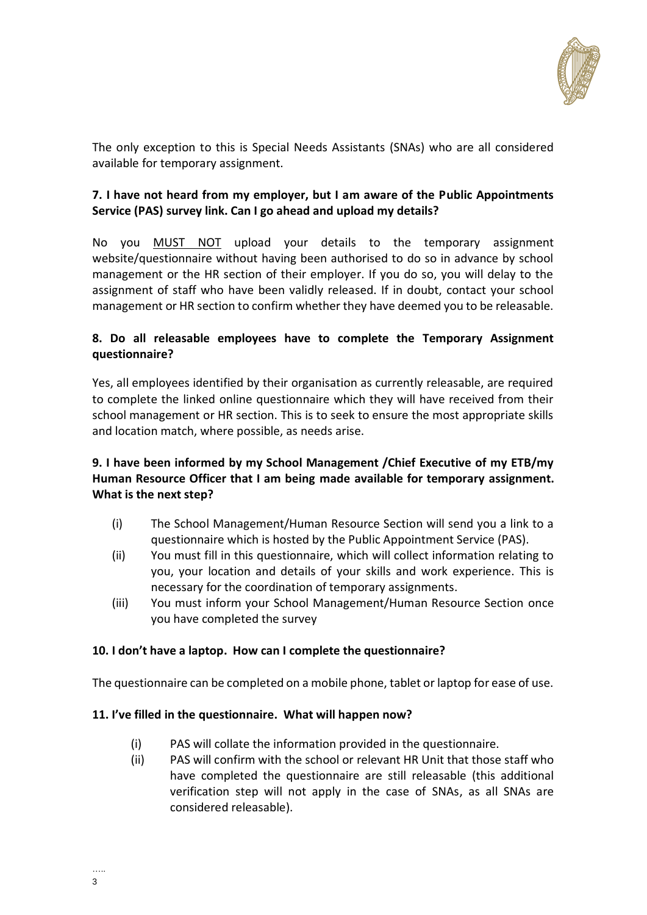The only exception to this is Special Needs Assistants (SNAs) who are all considered available for temporary assignment.

### 7. I have not heard from my employer, but I am aware of the Public Appointments Service (PAS) survey link. Can I go ahead and upload my details?

No you MUST NOT upload your details to the temporary assignment website/questionnaire without having been authorised to do so in advance by school management or the HR section of their employer. If you do so, you will delay to the assignment of staff who have been validly released. If in doubt, contact your school management or HR section to confirm whether they have deemed you to be releasable.

### 8. Do all releasable employees have to complete the Temporary Assignment questionnaire?

Yes, all employees identified by their organisation as currently releasable, are required to complete the linked online questionnaire which they will have received from their school management or HR section. This is to seek to ensure the most appropriate skills and location match, where possible, as needs arise.

### 9. I have been informed by my School Management /Chief Executive of my ETB/my Human Resource Officer that I am being made available for temporary assignment. What is the next step?

(i) The School Management/Human Resource Section will send you a link to a questionnaire which is hosted by the Public Appointment Service (PAS).

(ii) You must fill in this questionnaire, which will collect information relating to you, your location and details of your skills and work experience. This is necessary for the coordination of temporary assignments.

(iii) You must inform your School Management/Human Resource Section once you have completed the survey

### 10. I don't have a laptop. How can I complete the questionnaire?

The questionnaire can be completed on a mobile phone, tablet or laptop for ease of use.

### 11. I've filled in the questionnaire. What will happen now?

(i) PAS will collate the information provided in the questionnaire.

(ii) PAS will confirm with the school or relevant HR Unit that those staff who have completed the questionnaire are still releasable (this additional verification step will not apply in the case of SNAs, as all SNAs are considered releasable).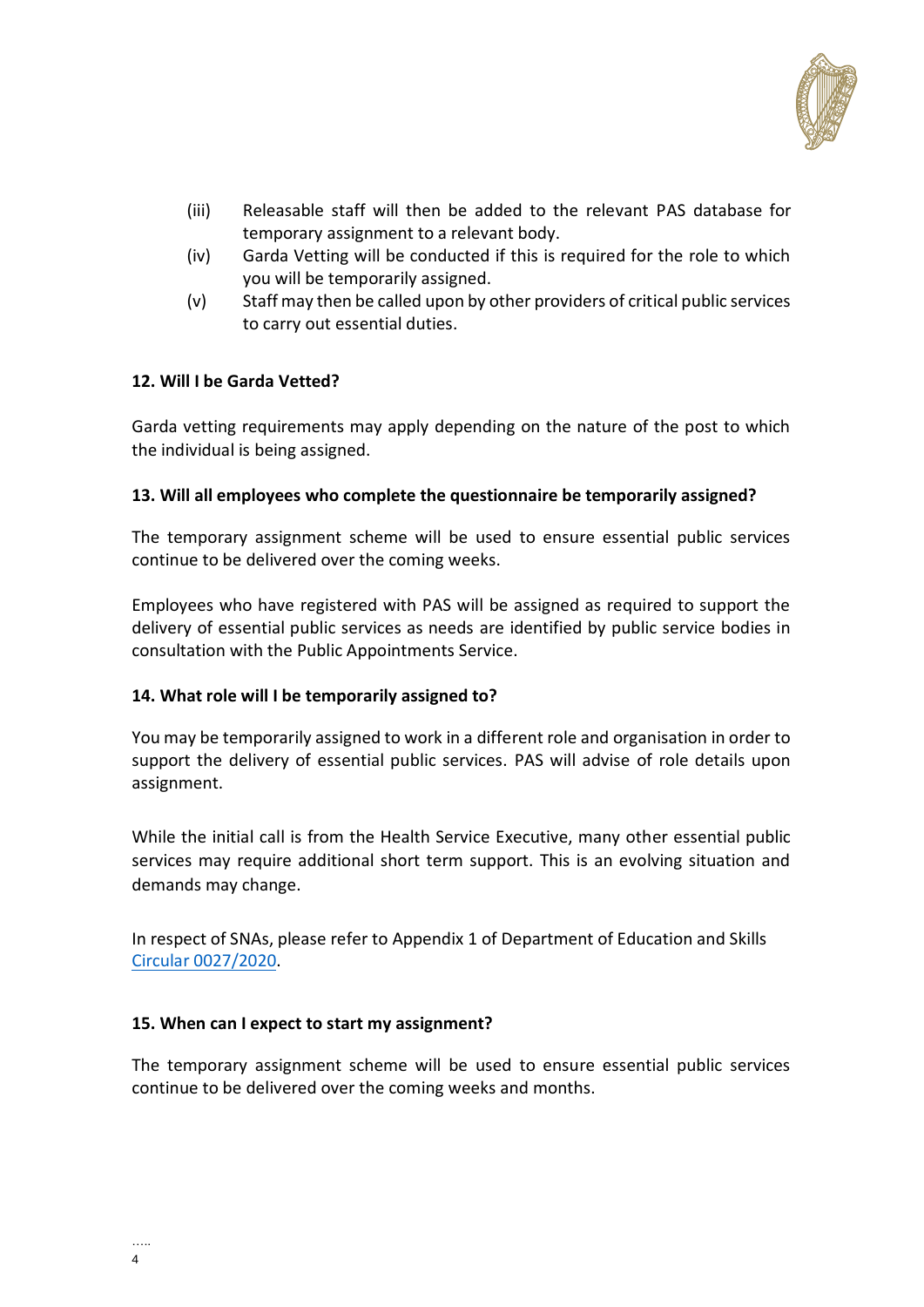(iii) Releasable staff will then be added to the relevant PAS database for temporary assignment to a relevant body.

(iv) Garda Vetting will be conducted if this is required for the role to which you will be temporarily assigned.

(v) Staff may then be called upon by other providers of critical public services to carry out essential duties.

**12. Will I be Garda Vetted?**

Garda vetting requirements may apply depending on the nature of the post to which the individual is being assigned.

**13. Will all employees who complete the questionnaire be temporarily assigned?**

The temporary assignment scheme will be used to ensure essential public services continue to be delivered over the coming weeks.

Employees who have registered with PAS will be assigned as required to support the delivery of essential public services as needs are identified by public service bodies in consultation with the Public Appointments Service.

**14. What role will I be temporarily assigned to?**

You may be temporarily assigned to work in a different role and organisation in order to support the delivery of essential public services. PAS will advise of role details upon assignment.

While the initial call is from the Health Service Executive, many other essential public services may require additional short term support. This is an evolving situation and demands may change.

In respect of SNAs, please refer to Appendix 1 of Department of Education and Skills Circular 0027/2020.

**15. When can I expect to start my assignment?**

The temporary assignment scheme will be used to ensure essential public services continue to be delivered over the coming weeks and months.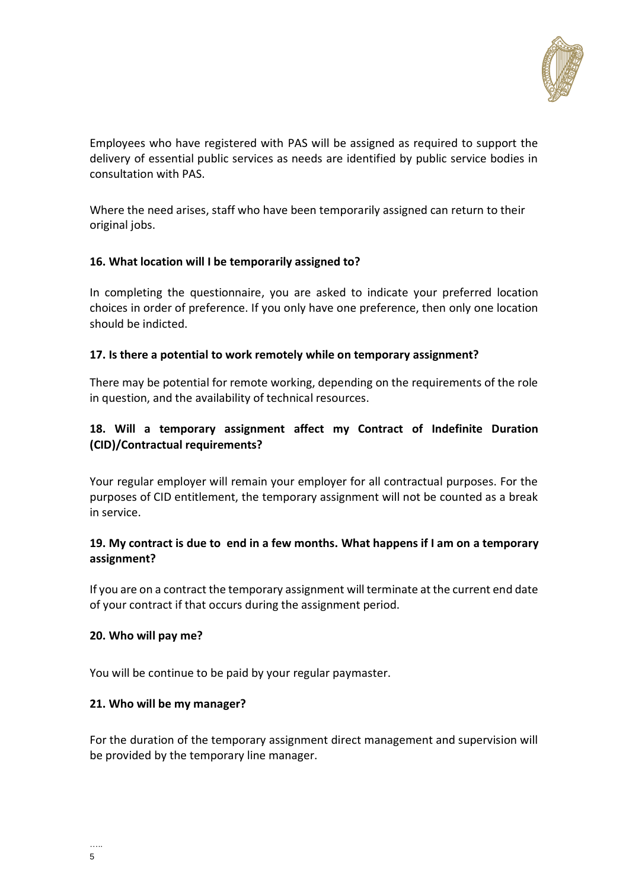Employees who have registered with PAS will be assigned as required to support the delivery of essential public services as needs are identified by public service bodies in consultation with PAS.

Where the need arises, staff who have been temporarily assigned can return to their original jobs.

**16. What location will I be temporarily assigned to?**

In completing the questionnaire, you are asked to indicate your preferred location choices in order of preference. If you only have one preference, then only one location should be indicted.

**17. Is there a potential to work remotely while on temporary assignment?**

There may be potential for remote working, depending on the requirements of the role in question, and the availability of technical resources.

**18. Will a temporary assignment affect my Contract of Indefinite Duration (CID)/Contractual requirements?**

Your regular employer will remain your employer for all contractual purposes. For the purposes of CID entitlement, the temporary assignment will not be counted as a break in service.

**19. My contract is due to end in a few months. What happens if I am on a temporary assignment?**

If you are on a contract the temporary assignment will terminate at the current end date of your contract if that occurs during the assignment period.

**20. Who will pay me?**

You will be continue to be paid by your regular paymaster.

**21. Who will be my manager?**

For the duration of the temporary assignment direct management and supervision will be provided by the temporary line manager.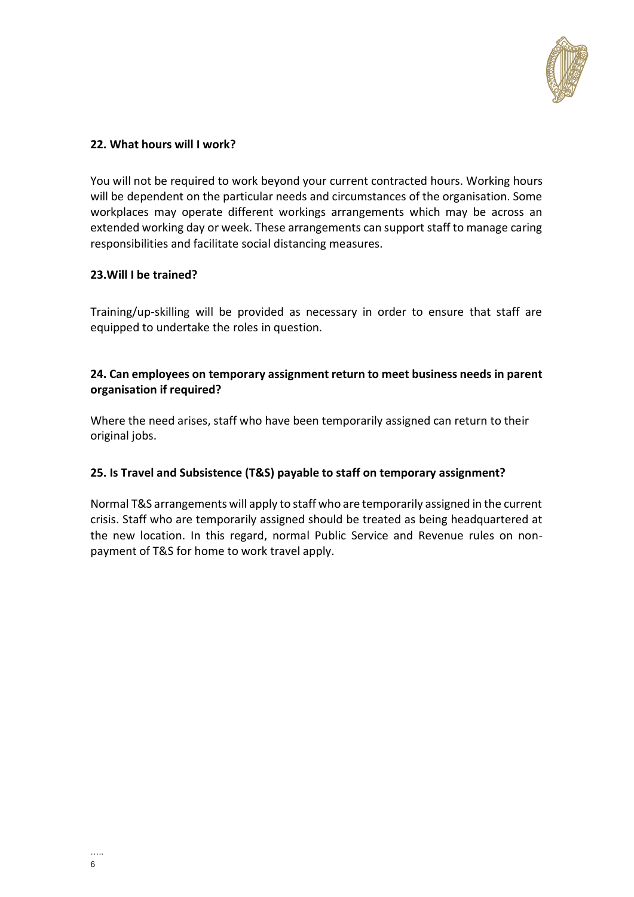**22. What hours will I work?**

You will not be required to work beyond your current contracted hours. Working hours will be dependent on the particular needs and circumstances of the organisation. Some workplaces may operate different workings arrangements which may be across an extended working day or week. These arrangements can support staff to manage caring responsibilities and facilitate social distancing measures.

**23.Will I be trained?**

Training/up-skilling will be provided as necessary in order to ensure that staff are equipped to undertake the roles in question.

**24. Can employees on temporary assignment return to meet business needs in parent organisation if required?**

Where the need arises, staff who have been temporarily assigned can return to their original jobs.

**25. Is Travel and Subsistence (T&S) payable to staff on temporary assignment?**

Normal T&S arrangements will apply to staff who are temporarily assigned in the current crisis. Staff who are temporarily assigned should be treated as being headquartered at the new location. In this regard, normal Public Service and Revenue rules on non-payment of T&S for home to work travel apply.